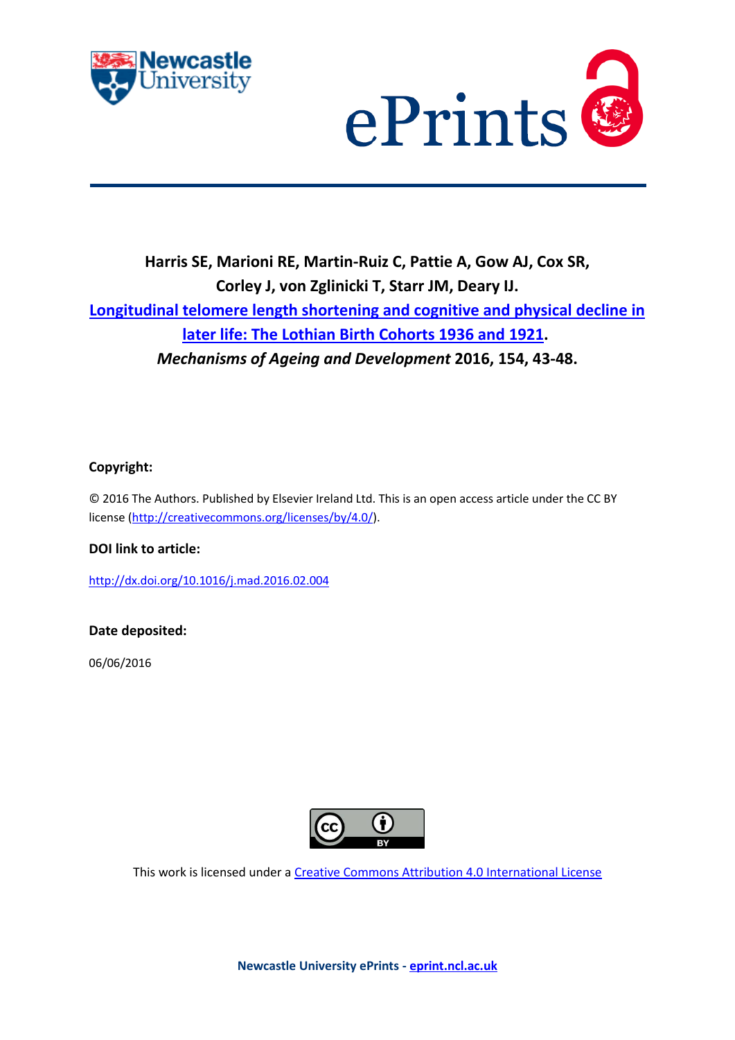**Harris SE, Marioni RE, Martin-Ruiz C, Pattie A, Gow AJ, Cox SR, Corley J, von Zglinicki T, Starr JM, Deary IJ.**

**[Longitudinal telomere length shortening and cognitive and physical decline in later life: The Lothian Birth Cohorts 1936 and 1921](http://dx.doi.org/10.1016/j.mad.2016.02.004).**

***Mechanisms of Ageing and Development* 2016, 154, 43-48.**

**Copyright:**

© 2016 The Authors. Published by Elsevier Ireland Ltd. This is an open access article under the CC BY license (http://creativecommons.org/licenses/by/4.0/).

**DOI link to article:**

http://dx.doi.org/10.1016/j.mad.2016.02.004

**Date deposited:**

06/06/2016

This work is licensed under a [Creative Commons Attribution 4.0 International License](http://creativecommons.org/licenses/by/4.0/)

**Newcastle University ePrints - [eprint.ncl.ac.uk](http://eprint.ncl.ac.uk)**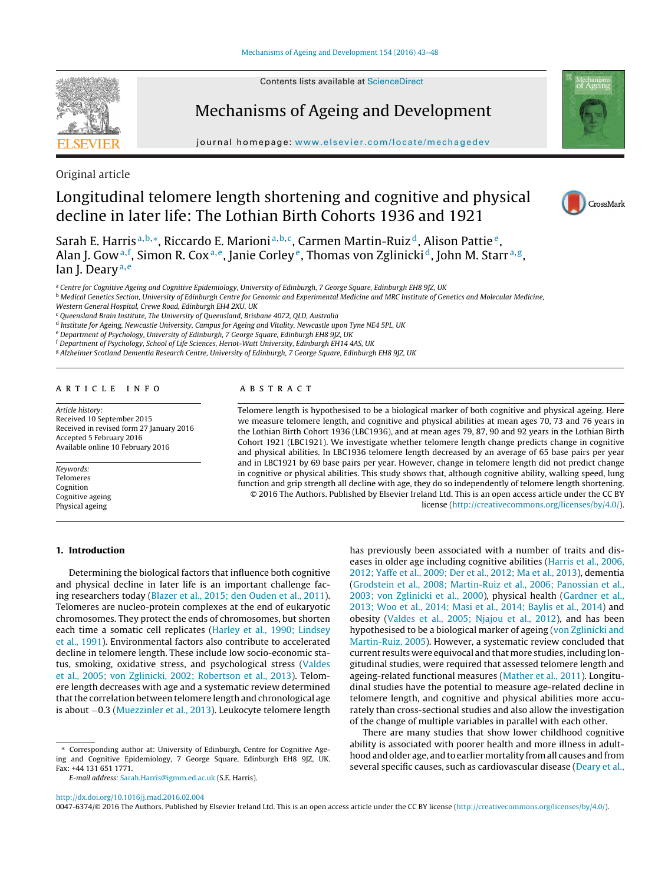Original article

# Longitudinal telomere length shortening and cognitive and physical decline in later life: The Lothian Birth Cohorts 1936 and 1921

Sarah E. Harris[a,b,*], Riccardo E. Marioni[a,b,c], Carmen Martin-Ruiz[d], Alison Pattie[e], Alan J. Gow[a,f], Simon R. Cox[a,e], Janie Corley[e], Thomas von Zglinicki[d], John M. Starr[a,g], Ian J. Deary[a,e]

[a] Centre for Cognitive Ageing and Cognitive Epidemiology, University of Edinburgh, 7 George Square, Edinburgh EH8 9JZ, UK
[b] Medical Genetics Section, University of Edinburgh Centre for Genomic and Experimental Medicine and MRC Institute of Genetics and Molecular Medicine, Western General Hospital, Crewe Road, Edinburgh EH4 2XU, UK
[c] Queensland Brain Institute, The University of Queensland, Brisbane 4072, QLD, Australia
[d] Institute for Ageing, Newcastle University, Campus for Ageing and Vitality, Newcastle upon Tyne NE4 5PL, UK
[e] Department of Psychology, University of Edinburgh, 7 George Square, Edinburgh EH8 9JZ, UK
[f] Department of Psychology, School of Life Sciences, Heriot-Watt University, Edinburgh EH14 4AS, UK
[g] Alzheimer Scotland Dementia Research Centre, University of Edinburgh, 7 George Square, Edinburgh EH8 9JZ, UK

## ARTICLE INFO

*Article history:*
Received 10 September 2015
Received in revised form 27 January 2016
Accepted 5 February 2016
Available online 10 February 2016

*Keywords:*
Telomeres
Cognition
Cognitive ageing
Physical ageing

## ABSTRACT

Telomere length is hypothesised to be a biological marker of both cognitive and physical ageing. Here we measure telomere length, and cognitive and physical abilities at mean ages 70, 73 and 76 years in the Lothian Birth Cohort 1936 (LBC1936), and at mean ages 79, 87, 90 and 92 years in the Lothian Birth Cohort 1921 (LBC1921). We investigate whether telomere length change predicts change in cognitive and physical abilities. In LBC1936 telomere length decreased by an average of 65 base pairs per year and in LBC1921 by 69 base pairs per year. However, change in telomere length did not predict change in cognitive or physical abilities. This study shows that, although cognitive ability, walking speed, lung function and grip strength all decline with age, they do so independently of telomere length shortening.

© 2016 The Authors. Published by Elsevier Ireland Ltd. This is an open access article under the CC BY license (http://creativecommons.org/licenses/by/4.0/).

## 1. Introduction

Determining the biological factors that influence both cognitive and physical decline in later life is an important challenge facing researchers today (Blazer et al., 2015; den Ouden et al., 2011). Telomeres are nucleo-protein complexes at the end of eukaryotic chromosomes. They protect the ends of chromosomes, but shorten each time a somatic cell replicates (Harley et al., 1990; Lindsey et al., 1991). Environmental factors also contribute to accelerated decline in telomere length. These include low socio-economic status, smoking, oxidative stress, and psychological stress (Valdes et al., 2005; von Zglinicki, 2002; Robertson et al., 2013). Telomere length decreases with age and a systematic review determined that the correlation between telomere length and chronological age is about −0.3 (Muezzinler et al., 2013). Leukocyte telomere length has previously been associated with a number of traits and diseases in older age including cognitive abilities (Harris et al., 2006, 2012; Yaffe et al., 2009; Der et al., 2012; Ma et al., 2013), dementia (Grodstein et al., 2008; Martin-Ruiz et al., 2006; Panossian et al., 2003; von Zglinicki et al., 2000), physical health (Gardner et al., 2013; Woo et al., 2014; Masi et al., 2014; Baylis et al., 2014) and obesity (Valdes et al., 2005; Njajou et al., 2012), and has been hypothesised to be a biological marker of ageing (von Zglinicki and Martin-Ruiz, 2005). However, a systematic review concluded that current results were equivocal and that more studies, including longitudinal studies, were required that assessed telomere length and ageing-related functional measures (Mather et al., 2011). Longitudinal studies have the potential to measure age-related decline in telomere length, and cognitive and physical abilities more accurately than cross-sectional studies and also allow the investigation of the change of multiple variables in parallel with each other.

There are many studies that show lower childhood cognitive ability is associated with poorer health and more illness in adulthood and older age, and to earlier mortality from all causes and from several specific causes, such as cardiovascular disease (Deary et al.,

\* Corresponding author at: University of Edinburgh, Centre for Cognitive Ageing and Cognitive Epidemiology, 7 George Square, Edinburgh EH8 9JZ, UK. Fax: +44 131 651 1771.
*E-mail address:* Sarah.Harris@igmm.ed.ac.uk (S.E. Harris).

http://dx.doi.org/10.1016/j.mad.2016.02.004
0047-6374/© 2016 The Authors. Published by Elsevier Ireland Ltd. This is an open access article under the CC BY license (http://creativecommons.org/licenses/by/4.0/).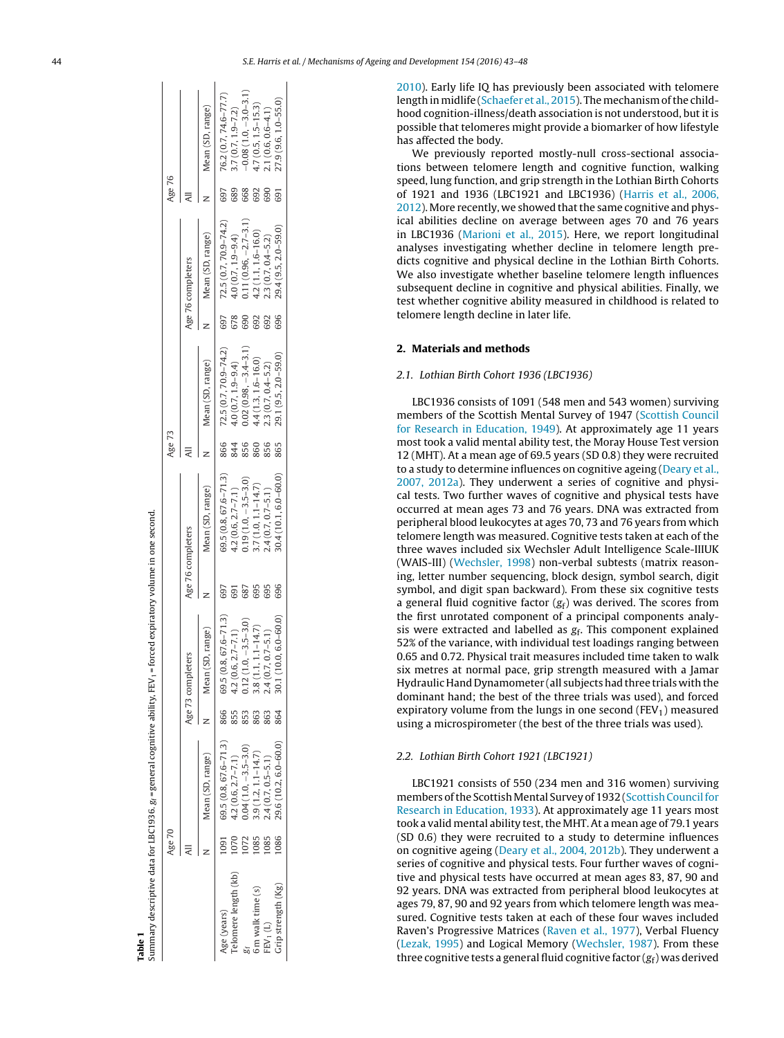**Table 1**

Summary descriptive data for LBC1936. $g_f$ = general cognitive ability, $FEV_1$ = forced expiratory volume in one second.

| | Age 70 | | Age 73 completers | | Age 76 completers | | Age 73 | | Age 76 completers | | Age 76 | |
|---|---|---|---|---|---|---|---|---|---|---|---|---|
| | All | | | | | | All | | | | All | |
| | N | Mean (SD, range) | N | Mean (SD, range) | N | Mean (SD, range) | N | Mean (SD, range) | N | Mean (SD, range) | N | Mean (SD, range) |
| Age (years) | 1091 | 69.5 (0.8, 67.6–71.3) | 866 | 69.5 (0.8, 67.6–71.3) | 697 | 69.5 (0.8, 67.6–71.3) | 866 | 72.5 (0.7, 70.9–74.2) | 697 | 72.5 (0.7, 70.9–74.2) | 697 | 76.2 (0.7, 74.6–77.7) |
| Telomere length (kb) | 1070 | 4.2 (0.6, 2.7–7.1) | 855 | 4.2 (0.6, 2.7–7.1) | 691 | 4.2 (0.6, 2.7–7.1) | 844 | 4.0 (0.7, 1.9–9.4) | 678 | 4.0 (0.7, 1.9–9.4) | 689 | 3.7 (0.7, 1.9–7.2) |
| $g_f$ | 1072 | 0.04 (1.0, −3.5–3.0) | 853 | 0.12 (1.0, −3.5–3.0) | 687 | 0.19 (1.0, −3.5–3.0) | 856 | 0.02 (0.98, −3.4–3.1) | 690 | 0.11 (0.96, −2.7–3.1) | 668 | −0.08 (1.0, −3.0–3.1) |
| 6 m walk time (s) | 1085 | 3.9 (1.2, 1.1–14.7) | 863 | 3.8 (1.1, 1.1–14.7) | 695 | 3.7 (1.0, 1.1–14.7) | 860 | 4.4 (1.3, 1.6–16.0) | 692 | 4.2 (1.1, 1.6–16.0) | 692 | 4.7 (0.5, 1.5–15.3) |
| $FEV_1$ (L) | 1085 | 2.4 (0.7, 0.5–5.1) | 863 | 2.4 (0.7, 0.5–5.1) | 695 | 2.4 (0.7, 0.7–5.1) | 856 | 2.3 (0.7, 0.4–5.2) | 692 | 2.3 (0.7, 0.4–5.2) | 690 | 2.1 (0.6, 0.6–4.1) |
| Grip strength (Kg) | 1086 | 29.6 (10.2, 6.0–60.0) | 864 | 30.1 (10.0, 6.0–60.0) | 696 | 30.4 (10.1, 6.0–60.0) | 865 | 29.1 (9.5, 2.0–59.0) | 696 | 29.4 (9.5, 2.0–59.0) | 691 | 27.9 (9.6, 1.0–55.0) |

2010). Early life IQ has previously been associated with telomere length in midlife (Schaefer et al., 2015). The mechanism of the childhood cognition-illness/death association is not understood, but it is possible that telomeres might provide a biomarker of how lifestyle has affected the body.

We previously reported mostly-null cross-sectional associations between telomere length and cognitive function, walking speed, lung function, and grip strength in the Lothian Birth Cohorts of 1921 and 1936 (LBC1921 and LBC1936) (Harris et al., 2006, 2012). More recently, we showed that the same cognitive and physical abilities decline on average between ages 70 and 76 years in LBC1936 (Marioni et al., 2015). Here, we report longitudinal analyses investigating whether decline in telomere length predicts cognitive and physical decline in the Lothian Birth Cohorts. We also investigate whether baseline telomere length influences subsequent decline in cognitive and physical abilities. Finally, we test whether cognitive ability measured in childhood is related to telomere length decline in later life.

## 2. Materials and methods

### 2.1. Lothian Birth Cohort 1936 (LBC1936)

LBC1936 consists of 1091 (548 men and 543 women) surviving members of the Scottish Mental Survey of 1947 (Scottish Council for Research in Education, 1949). At approximately age 11 years most took a valid mental ability test, the Moray House Test version 12 (MHT). At a mean age of 69.5 years (SD 0.8) they were recruited to a study to determine influences on cognitive ageing (Deary et al., 2007, 2012a). They underwent a series of cognitive and physical tests. Two further waves of cognitive and physical tests have occurred at mean ages 73 and 76 years. DNA was extracted from peripheral blood leukocytes at ages 70, 73 and 76 years from which telomere length was measured. Cognitive tests taken at each of the three waves included six Wechsler Adult Intelligence Scale-IIIUK (WAIS-III) (Wechsler, 1998) non-verbal subtests (matrix reasoning, letter number sequencing, block design, symbol search, digit symbol, and digit span backward). From these six cognitive tests a general fluid cognitive factor ($g_f$) was derived. The scores from the first unrotated component of a principal components analysis were extracted and labelled as $g_f$. This component explained 52% of the variance, with individual test loadings ranging between 0.65 and 0.72. Physical trait measures included time taken to walk six metres at normal pace, grip strength measured with a Jamar Hydraulic Hand Dynamometer (all subjects had three trials with the dominant hand; the best of the three trials was used), and forced expiratory volume from the lungs in one second ($FEV_1$) measured using a microspirometer (the best of the three trials was used).

### 2.2. Lothian Birth Cohort 1921 (LBC1921)

LBC1921 consists of 550 (234 men and 316 women) surviving members of the Scottish Mental Survey of 1932 (Scottish Council for Research in Education, 1933). At approximately age 11 years most took a valid mental ability test, the MHT. At a mean age of 79.1 years (SD 0.6) they were recruited to a study to determine influences on cognitive ageing (Deary et al., 2004, 2012b). They underwent a series of cognitive and physical tests. Four further waves of cognitive and physical tests have occurred at mean ages 83, 87, 90 and 92 years. DNA was extracted from peripheral blood leukocytes at ages 79, 87, 90 and 92 years from which telomere length was measured. Cognitive tests taken at each of these four waves included Raven's Progressive Matrices (Raven et al., 1977), Verbal Fluency (Lezak, 1995) and Logical Memory (Wechsler, 1987). From these three cognitive tests a general fluid cognitive factor ($g_f$) was derived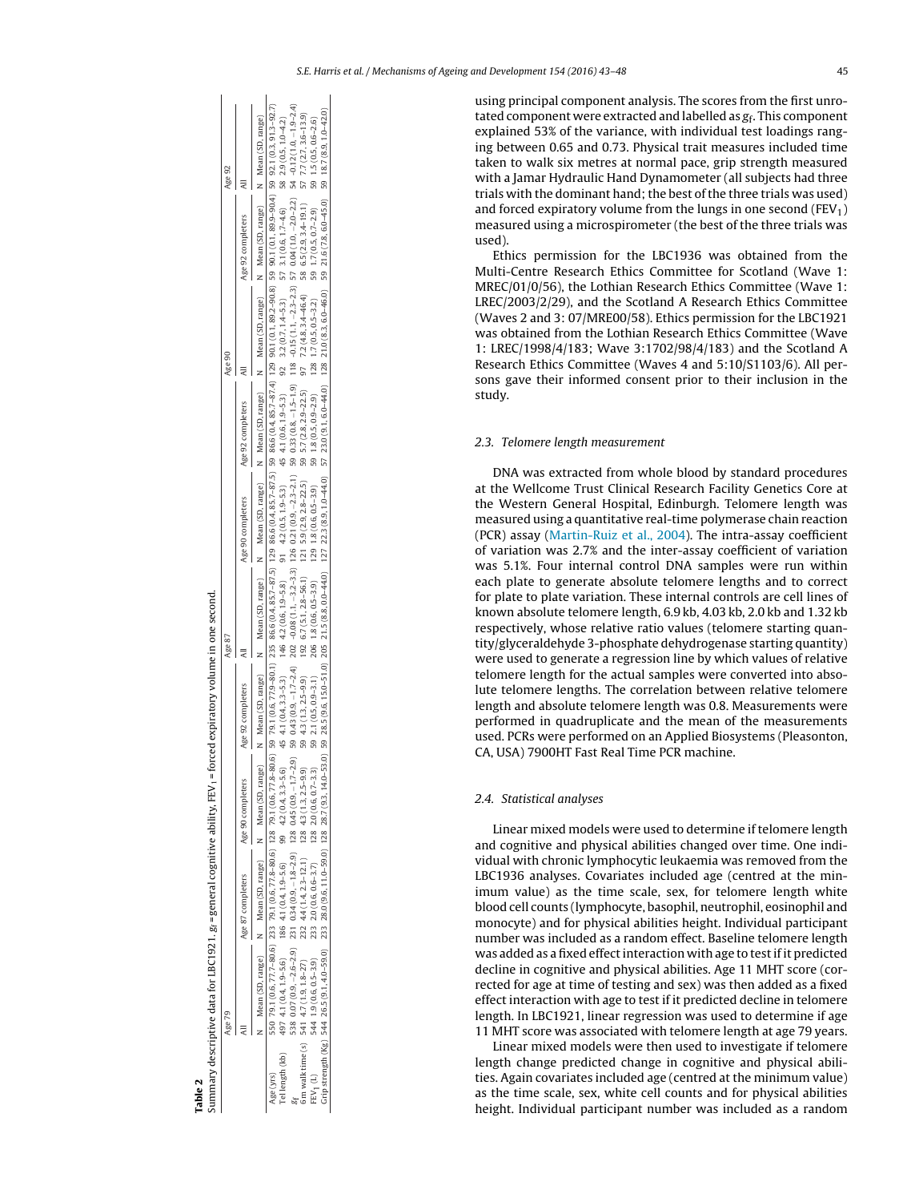**Table 2**
Summary descriptive data for LBC1921. $g_f$ = general cognitive ability, $FEV_1$ = forced expiratory volume in one second.

| | Age 79 | | | | | | | | Age 87 | | | | | | Age 90 | | | | Age 92 | |
|---|---|---|---|---|---|---|---|---|---|---|---|---|---|---|---|---|---|---|---|---|
| | All | | Age 87 completers | | Age 90 completers | | Age 92 completers | | All | | Age 90 completers | | Age 92 completers | | All | | Age 92 completers | | All | |
| | N | Mean (SD, range) | N | Mean (SD, range) | N | Mean (SD, range) | N | Mean (SD, range) | N | Mean (SD, range) | N | Mean (SD, range) | N | Mean (SD, range) | N | Mean (SD, range) | N | Mean (SD, range) | N | Mean (SD, range) |
| Age (yrs) | 550 | 79.1 (0.6, 77.7–80.6) | 233 | 79.1 (0.6, 77.8–80.6) | 128 | 79.1 (0.6, 77.8–80.6) | 59 | 79.1 (0.6, 77.9–80.1) | 235 | 86.6 (0.4, 85.7–87.5) | 129 | 86.6 (0.4, 85.7–87.5) | 59 | 86.6 (0.4, 85.7–87.4) | 129 | 90.1 (0.1, 89.2–90.8) | 59 | 90.1 (0.1, 89.9–90.4) | 59 | 92.1 (0.3, 91.3–92.7) |
| Tel length (kb) | 497 | 4.1 (0.4, 1.9–5.6) | 186 | 4.1 (0.4, 1.9–5.6) | 99 | 4.2 (0.4, 3.3–5.6) | 45 | 4.1 (0.4, 3.3–5.3) | 146 | 4.2 (0.6, 1.9–5.8) | 91 | 4.2 (0.5, 1.9–5.3) | 45 | 4.1 (0.6, 1.9–5.3) | 92 | 3.2 (0.7, 1.4–5.3) | 57 | 3.1 (0.6, 1.7–4.6) | 58 | 2.9 (0.5, 1.0–4.2) |
| $g_f$ | 538 | 0.07 (0.9, −2.6–2.9) | 231 | 0.34 (0.9, −1.8–2.9) | 128 | 0.45 (0.9, −1.7–2.9) | 59 | 0.43 (0.9, −1.7–2.4) | 202 | −0.08 (1.1, −3.2–3.3) | 126 | 0.21 (0.9, −2.3–2.1) | 59 | 0.33 (0.8, −1.5–1.9) | 118 | −0.15 (1.1, −2.3–2.3) | 57 | 0.04 (1.0, −2.0–2.2) | 54 | −0.12 (1.0, −1.9–2.4) |
| 6 m walk time (s) | 541 | 4.7 (1.9, 1.8–27) | 232 | 4.4 (1.4, 2.3–12.1) | 128 | 4.3 (1.3, 2.5–9.9) | 59 | 4.3 (1.3, 2.5–9.9) | 192 | 6.7 (5.1, 2.8–56.1) | 121 | 5.9 (2.9, 2.8–22.5) | 59 | 5.7 (2.8, 2.9–22.5) | 97 | 7.2 (4.8, 3.4–46.4) | 58 | 6.5 (2.9, 3.4–19.1) | 57 | 7.7 (2.7, 3.6–13.9) |
| $FEV_1$ (L) | 544 | 1.9 (0.6, 0.5–3.9) | 233 | 2.0 (0.6, 0.6–3.7) | 128 | 2.0 (0.6, 0.7–3.3) | 59 | 2.1 (0.5, 0.9–3.1) | 206 | 1.8 (0.6, 0.5–3.9) | 129 | 1.8 (0.6, 0.5–3.9) | 59 | 1.8 (0.5, 0.9–2.9) | 128 | 1.7 (0.5, 0.5–3.2) | 59 | 1.7 (0.5, 0.7–2.9) | 59 | 1.5 (0.5, 0.6–2.6) |
| Grip strength (Kg) | 544 | 26.5 (9.1, 4.0–59.0) | 233 | 28.0 (9.6, 11.0–59.0) | 128 | 28.7 (9.3, 14.0–53.0) | 59 | 28.5 (9.6, 15.0–51.0) | 205 | 21.5 (8.8, 0.0–44.0) | 127 | 22.3 (8.9, 1.0–44.0) | 57 | 23.0 (9.1, 6.0–44.0) | 128 | 21.0 (8.3, 6.0–46.0) | 59 | 21.6 (7.8, 6.0–45.0) | 59 | 18.7 (8.9, 1.0–42.0) |

using principal component analysis. The scores from the first unrotated component were extracted and labelled as $g_f$. This component explained 53% of the variance, with individual test loadings ranging between 0.65 and 0.73. Physical trait measures included time taken to walk six metres at normal pace, grip strength measured with a Jamar Hydraulic Hand Dynamometer (all subjects had three trials with the dominant hand; the best of the three trials was used) and forced expiratory volume from the lungs in one second ($FEV_1$) measured using a microspirometer (the best of the three trials was used).

Ethics permission for the LBC1936 was obtained from the Multi-Centre Research Ethics Committee for Scotland (Wave 1: MREC/01/0/56), the Lothian Research Ethics Committee (Wave 1: LREC/2003/2/29), and the Scotland A Research Ethics Committee (Waves 2 and 3: 07/MRE00/58). Ethics permission for the LBC1921 was obtained from the Lothian Research Ethics Committee (Wave 1: LREC/1998/4/183; Wave 3:1702/98/4/183) and the Scotland A Research Ethics Committee (Waves 4 and 5:10/S1103/6). All persons gave their informed consent prior to their inclusion in the study.

### 2.3. Telomere length measurement

DNA was extracted from whole blood by standard procedures at the Wellcome Trust Clinical Research Facility Genetics Core at the Western General Hospital, Edinburgh. Telomere length was measured using a quantitative real-time polymerase chain reaction (PCR) assay (Martin-Ruiz et al., 2004). The intra-assay coefficient of variation was 2.7% and the inter-assay coefficient of variation was 5.1%. Four internal control DNA samples were run within each plate to generate absolute telomere lengths and to correct for plate to plate variation. These internal controls are cell lines of known absolute telomere length, 6.9 kb, 4.03 kb, 2.0 kb and 1.32 kb respectively, whose relative ratio values (telomere starting quantity/glyceraldehyde 3-phosphate dehydrogenase starting quantity) were used to generate a regression line by which values of relative telomere length for the actual samples were converted into absolute telomere lengths. The correlation between relative telomere length and absolute telomere length was 0.8. Measurements were performed in quadruplicate and the mean of the measurements used. PCRs were performed on an Applied Biosystems (Pleasonton, CA, USA) 7900HT Fast Real Time PCR machine.

### 2.4. Statistical analyses

Linear mixed models were used to determine if telomere length and cognitive and physical abilities changed over time. One individual with chronic lymphocytic leukaemia was removed from the LBC1936 analyses. Covariates included age (centred at the minimum value) as the time scale, sex, for telomere length white blood cell counts (lymphocyte, basophil, neutrophil, eosinophil and monocyte) and for physical abilities height. Individual participant number was included as a random effect. Baseline telomere length was added as a fixed effect interaction with age to test if it predicted decline in cognitive and physical abilities. Age 11 MHT score (corrected for age at time of testing and sex) was then added as a fixed effect interaction with age to test if it predicted decline in telomere length. In LBC1921, linear regression was used to determine if age 11 MHT score was associated with telomere length at age 79 years.

Linear mixed models were then used to investigate if telomere length change predicted change in cognitive and physical abilities. Again covariates included age (centred at the minimum value) as the time scale, sex, white cell counts and for physical abilities height. Individual participant number was included as a random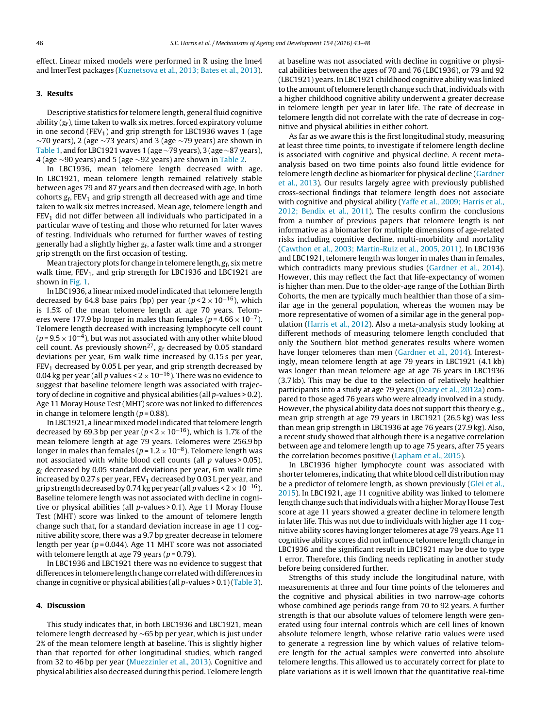effect. Linear mixed models were performed in R using the lme4 and lmerTest packages (Kuznetsova et al., 2013; Bates et al., 2013).

## 3. Results

Descriptive statistics for telomere length, general fluid cognitive ability ($g_f$), time taken to walk six metres, forced expiratory volume in one second ($FEV_1$) and grip strength for LBC1936 waves 1 (age ~70 years), 2 (age ~73 years) and 3 (age ~79 years) are shown in Table 1, and for LBC1921 waves 1 (age ~79 years), 3 (age ~87 years), 4 (age ~90 years) and 5 (age ~92 years) are shown in Table 2.

In LBC1936, mean telomere length decreased with age. In LBC1921, mean telomere length remained relatively stable between ages 79 and 87 years and then decreased with age. In both cohorts $g_f$, $FEV_1$ and grip strength all decreased with age and time taken to walk six metres increased. Mean age, telomere length and $FEV_1$ did not differ between all individuals who participated in a particular wave of testing and those who returned for later waves of testing. Individuals who returned for further waves of testing generally had a slightly higher $g_f$, a faster walk time and a stronger grip strength on the first occasion of testing.

Mean trajectory plots for change in telomere length, $g_f$, six metre walk time, $FEV_1$, and grip strength for LBC1936 and LBC1921 are shown in Fig. 1.

In LBC1936, a linear mixed model indicated that telomere length decreased by 64.8 base pairs (bp) per year ($p < 2 \times 10^{-16}$), which is 1.5% of the mean telomere length at age 70 years. Telomeres were 177.9 bp longer in males than females ($p = 4.66 \times 10^{-7}$). Telomere length decreased with increasing lymphocyte cell count ($p = 9.5 \times 10^{-4}$), but was not associated with any other white blood cell count. As previously shown[27], $g_f$ decreased by 0.05 standard deviations per year, 6 m walk time increased by 0.15 s per year, $FEV_1$ decreased by 0.05 L per year, and grip strength decreased by 0.04 kg per year (all $p$ values $< 2 \times 10^{-16}$). There was no evidence to suggest that baseline telomere length was associated with trajectory of decline in cognitive and physical abilities (all $p$-values > 0.2). Age 11 Moray House Test (MHT) score was not linked to differences in change in telomere length ($p = 0.88$).

In LBC1921, a linear mixed model indicated that telomere length decreased by 69.3 bp per year ($p < 2 \times 10^{-16}$), which is 1.7% of the mean telomere length at age 79 years. Telomeres were 256.9 bp longer in males than females ($p = 1.2 \times 10^{-8}$). Telomere length was not associated with white blood cell counts (all $p$ values > 0.05). $g_f$ decreased by 0.05 standard deviations per year, 6 m walk time increased by 0.27 s per year, $FEV_1$ decreased by 0.03 L per year, and grip strength decreased by 0.74 kg per year (all $p$ values $< 2 \times 10^{-16}$). Baseline telomere length was not associated with decline in cognitive or physical abilities (all $p$-values > 0.1). Age 11 Moray House Test (MHT) score was linked to the amount of telomere length change such that, for a standard deviation increase in age 11 cognitive ability score, there was a 9.7 bp greater decrease in telomere length per year ($p = 0.044$). Age 11 MHT score was not associated with telomere length at age 79 years ($p = 0.79$).

In LBC1936 and LBC1921 there was no evidence to suggest that differences in telomere length change correlated with differences in change in cognitive or physical abilities (all $p$-values > 0.1) (Table 3).

## 4. Discussion

This study indicates that, in both LBC1936 and LBC1921, mean telomere length decreased by ~65 bp per year, which is just under 2% of the mean telomere length at baseline. This is slightly higher than that reported for other longitudinal studies, which ranged from 32 to 46 bp per year (Muezzinler et al., 2013). Cognitive and physical abilities also decreased during this period. Telomere length at baseline was not associated with decline in cognitive or physical abilities between the ages of 70 and 76 (LBC1936), or 79 and 92 (LBC1921) years. In LBC1921 childhood cognitive ability was linked to the amount of telomere length change such that, individuals with a higher childhood cognitive ability underwent a greater decrease in telomere length per year in later life. The rate of decrease in telomere length did not correlate with the rate of decrease in cognitive and physical abilities in either cohort.

As far as we aware this is the first longitudinal study, measuring at least three time points, to investigate if telomere length decline is associated with cognitive and physical decline. A recent meta-analysis based on two time points also found little evidence for telomere length decline as biomarker for physical decline (Gardner et al., 2013). Our results largely agree with previously published cross-sectional findings that telomere length does not associate with cognitive and physical ability (Yaffe et al., 2009; Harris et al., 2012; Bendix et al., 2011). The results confirm the conclusions from a number of previous papers that telomere length is not informative as a biomarker for multiple dimensions of age-related risks including cognitive decline, multi-morbidity and mortality (Cawthon et al., 2003; Martin-Ruiz et al., 2005, 2011). In LBC1936 and LBC1921, telomere length was longer in males than in females, which contradicts many previous studies (Gardner et al., 2014). However, this may reflect the fact that life-expectancy of women is higher than men. Due to the older-age range of the Lothian Birth Cohorts, the men are typically much healthier than those of a similar age in the general population, whereas the women may be more representative of women of a similar age in the general population (Harris et al., 2012). Also a meta-analysis study looking at different methods of measuring telomere length concluded that only the Southern blot method generates results where women have longer telomeres than men (Gardner et al., 2014). Interestingly, mean telomere length at age 79 years in LBC1921 (4.1 kb) was longer than mean telomere age at age 76 years in LBC1936 (3.7 kb). This may be due to the selection of relatively healthier participants into a study at age 79 years (Deary et al., 2012a) compared to those aged 76 years who were already involved in a study. However, the physical ability data does not support this theory e.g., mean grip strength at age 79 years in LBC1921 (26.5 kg) was less than mean grip strength in LBC1936 at age 76 years (27.9 kg). Also, a recent study showed that although there is a negative correlation between age and telomere length up to age 75 years, after 75 years the correlation becomes positive (Lapham et al., 2015).

In LBC1936 higher lymphocyte count was associated with shorter telomeres, indicating that white blood cell distribution may be a predictor of telomere length, as shown previously (Glei et al., 2015). In LBC1921, age 11 cognitive ability was linked to telomere length change such that individuals with a higher Moray House Test score at age 11 years showed a greater decline in telomere length in later life. This was not due to individuals with higher age 11 cognitive ability scores having longer telomeres at age 79 years. Age 11 cognitive ability scores did not influence telomere length change in LBC1936 and the significant result in LBC1921 may be due to type 1 error. Therefore, this finding needs replicating in another study before being considered further.

Strengths of this study include the longitudinal nature, with measurements at three and four time points of the telomeres and the cognitive and physical abilities in two narrow-age cohorts whose combined age periods range from 70 to 92 years. A further strength is that our absolute values of telomere length were generated using four internal controls which are cell lines of known absolute telomere length, whose relative ratio values were used to generate a regression line by which values of relative telomere length for the actual samples were converted into absolute telomere lengths. This allowed us to accurately correct for plate to plate variations as it is well known that the quantitative real-time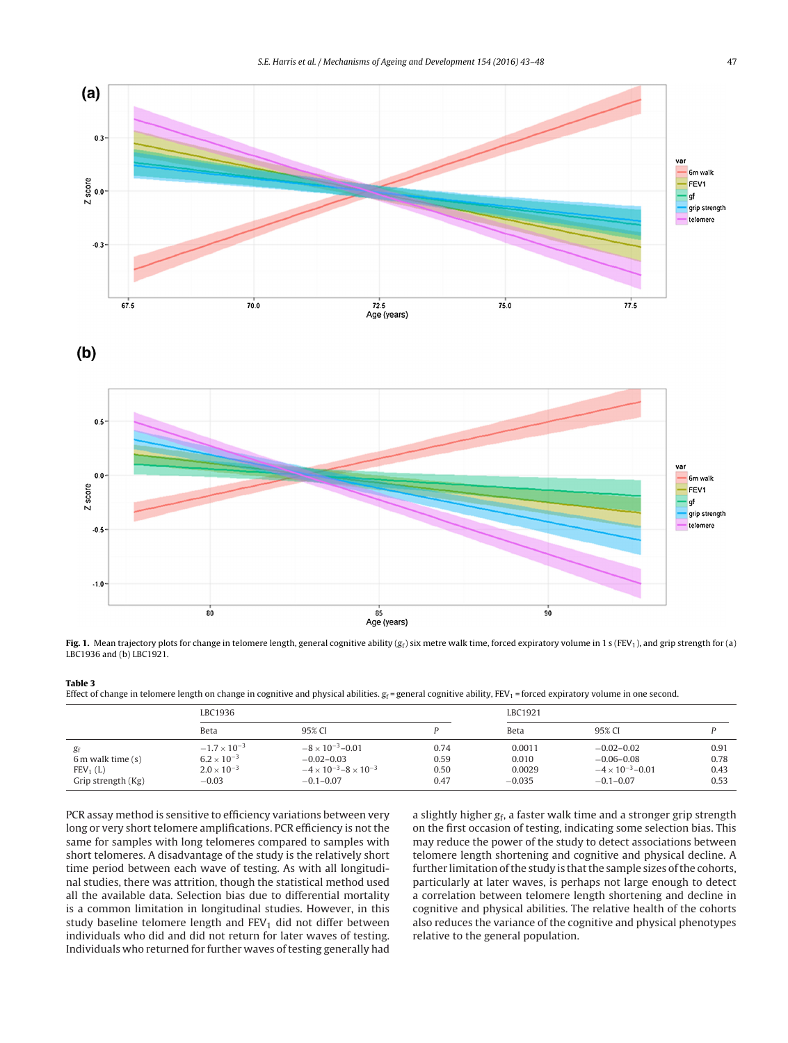**Fig. 1.** Mean trajectory plots for change in telomere length, general cognitive ability ($g_f$) six metre walk time, forced expiratory volume in 1 s ($FEV_1$), and grip strength for (a) LBC1936 and (b) LBC1921.

**Table 3**
Effect of change in telomere length on change in cognitive and physical abilities. $g_f$ = general cognitive ability, $FEV_1$ = forced expiratory volume in one second.

| | LBC1936 | | | LBC1921 | | |
|---|---|---|---|---|---|---|
| | Beta | 95% CI | P | Beta | 95% CI | P |
| $g_f$ | $-1.7 \times 10^{-3}$ | $-8 \times 10^{-3}$–0.01 | 0.74 | 0.0011 | −0.02–0.02 | 0.91 |
| 6 m walk time (s) | $6.2 \times 10^{-3}$ | −0.02–0.03 | 0.59 | 0.010 | −0.06–0.08 | 0.78 |
| $FEV_1$ (L) | $2.0 \times 10^{-3}$ | $-4 \times 10^{-3}$–$8 \times 10^{-3}$ | 0.50 | 0.0029 | $-4 \times 10^{-3}$–0.01 | 0.43 |
| Grip strength (Kg) | −0.03 | −0.1–0.07 | 0.47 | −0.035 | −0.1–0.07 | 0.53 |

PCR assay method is sensitive to efficiency variations between very long or very short telomere amplifications. PCR efficiency is not the same for samples with long telomeres compared to samples with short telomeres. A disadvantage of the study is the relatively short time period between each wave of testing. As with all longitudinal studies, there was attrition, though the statistical method used all the available data. Selection bias due to differential mortality is a common limitation in longitudinal studies. However, in this study baseline telomere length and $FEV_1$ did not differ between individuals who did and did not return for later waves of testing. Individuals who returned for further waves of testing generally had a slightly higher $g_f$, a faster walk time and a stronger grip strength on the first occasion of testing, indicating some selection bias. This may reduce the power of the study to detect associations between telomere length shortening and cognitive and physical decline. A further limitation of the study is that the sample sizes of the cohorts, particularly at later waves, is perhaps not large enough to detect a correlation between telomere length shortening and decline in cognitive and physical abilities. The relative health of the cohorts also reduces the variance of the cognitive and physical phenotypes relative to the general population.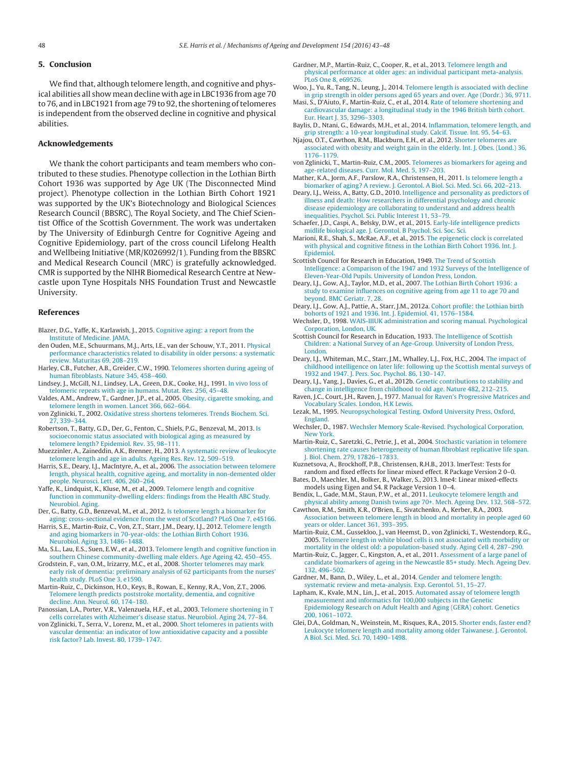## 5. Conclusion

We find that, although telomere length, and cognitive and physical abilities all show mean decline with age in LBC1936 from age 70 to 76, and in LBC1921 from age 79 to 92, the shortening of telomeres is independent from the observed decline in cognitive and physical abilities.

## Acknowledgements

We thank the cohort participants and team members who contributed to these studies. Phenotype collection in the Lothian Birth Cohort 1936 was supported by Age UK (The Disconnected Mind project). Phenotype collection in the Lothian Birth Cohort 1921 was supported by the UK's Biotechnology and Biological Sciences Research Council (BBSRC), The Royal Society, and The Chief Scientist Office of the Scottish Government. The work was undertaken by The University of Edinburgh Centre for Cognitive Ageing and Cognitive Epidemiology, part of the cross council Lifelong Health and Wellbeing Initiative (MR/K026992/1). Funding from the BBSRC and Medical Research Council (MRC) is gratefully acknowledged. CMR is supported by the NIHR Biomedical Research Centre at Newcastle upon Tyne Hospitals NHS Foundation Trust and Newcastle University.

## References

Blazer, D.G., Yaffe, K., Karlawish, J., 2015. Cognitive aging: a report from the Institute of Medicine. JAMA.

den Ouden, M.E., Schuurmans, M.J., Arts, I.E., van der Schouw, Y.T., 2011. Physical performance characteristics related to disability in older persons: a systematic review. Maturitas 69, 208–219.

Harley, C.B., Futcher, A.B., Greider, C.W., 1990. Telomeres shorten during ageing of human fibroblasts. Nature 345, 458–460.

Lindsey, J., McGill, N.I., Lindsey, L.A., Green, D.K., Cooke, H.J., 1991. In vivo loss of telomeric repeats with age in humans. Mutat. Res. 256, 45–48.

Valdes, A.M., Andrew, T., Gardner, J.P., et al., 2005. Obesity, cigarette smoking, and telomere length in women. Lancet 366, 662–664.

von Zglinicki, T., 2002. Oxidative stress shortens telomeres. Trends Biochem. Sci. 27, 339–344.

Robertson, T., Batty, G.D., Der, G., Fenton, C., Shiels, P.G., Benzeval, M., 2013. Is socioeconomic status associated with biological aging as measured by telomere length? Epidemiol. Rev. 35, 98–111.

Muezzinler, A., Zaineddin, A.K., Brenner, H., 2013. A systematic review of leukocyte telomere length and age in adults. Ageing Res. Rev. 12, 509–519.

Harris, S.E., Deary, I.J., MacIntyre, A., et al., 2006. The association between telomere length, physical health, cognitive ageing, and mortality in non-demented older people. Neurosci. Lett. 406, 260–264.

Yaffe, K., Lindquist, K., Kluse, M., et al., 2009. Telomere length and cognitive function in community-dwelling elders: findings from the Health ABC Study. Neurobiol. Aging.

Der, G., Batty, G.D., Benzeval, M., et al., 2012. Is telomere length a biomarker for aging: cross-sectional evidence from the west of Scotland? PLoS One 7, e45166.

Harris, S.E., Martin-Ruiz, C., Von, Z.T., Starr, J.M., Deary, I.J., 2012. Telomere length and aging biomarkers in 70-year-olds: the Lothian Birth Cohort 1936. Neurobiol. Aging 33, 1486–1488.

Ma, S.L., Lau, E.S., Suen, E.W., et al., 2013. Telomere length and cognitive function in southern Chinese community-dwelling male elders. Age Ageing 42, 450–455.

Grodstein, F., van, O.M., Irizarry, M.C., et al., 2008. Shorter telomeres may mark early risk of dementia: preliminary analysis of 62 participants from the nurses' health study. PLoS One 3, e1590.

Martin-Ruiz, C., Dickinson, H.O., Keys, B., Rowan, E., Kenny, R.A., Von, Z.T., 2006. Telomere length predicts poststroke mortality, dementia, and cognitive decline. Ann. Neurol. 60, 174–180.

Panossian, L.A., Porter, V.R., Valenzuela, H.F., et al., 2003. Telomere shortening in T cells correlates with Alzheimer's disease status. Neurobiol. Aging 24, 77–84.

von Zglinicki, T., Serra, V., Lorenz, M., et al., 2000. Short telomeres in patients with vascular dementia: an indicator of low antioxidative capacity and a possible risk factor? Lab. Invest. 80, 1739–1747.

Gardner, M.P., Martin-Ruiz, C., Cooper, R., et al., 2013. Telomere length and physical performance at older ages: an individual participant meta-analysis. PLoS One 8, e69526.

Woo, J., Yu, R., Tang, N., Leung, J., 2014. Telomere length is associated with decline in grip strength in older persons aged 65 years and over. Age (Dordr.) 36, 9711.

Masi, S., D'Aiuto, F., Martin-Ruiz, C., et al., 2014. Rate of telomere shortening and cardiovascular damage: a longitudinal study in the 1946 British birth cohort. Eur. Heart J. 35, 3296–3303.

Baylis, D., Ntani, G., Edwards, M.H., et al., 2014. Inflammation, telomere length, and grip strength: a 10-year longitudinal study. Calcif. Tissue. Int. 95, 54–63.

Njajou, O.T., Cawthon, R.M., Blackburn, E.H., et al., 2012. Shorter telomeres are associated with obesity and weight gain in the elderly. Int. J. Obes. (Lond.) 36, 1176–1179.

von Zglinicki, T., Martin-Ruiz, C.M., 2005. Telomeres as biomarkers for ageing and age-related diseases. Curr. Mol. Med. 5, 197–203.

Mather, K.A., Jorm, A.F., Parslow, R.A., Christensen, H., 2011. Is telomere length a biomarker of aging? A review. J. Gerontol. A Biol. Sci. Med. Sci. 66, 202–213.

Deary, I.J., Weiss, A., Batty, G.D., 2010. Intelligence and personality as predictors of illness and death: How researchers in differential psychology and chronic disease epidemiology are collaborating to understand and address health inequalities. Psychol. Sci. Public Interest 11, 53–79.

Schaefer, J.D., Caspi, A., Belsky, D.W., et al., 2015. Early-life intelligence predicts midlife biological age. J. Gerontol. B Psychol. Sci. Soc. Sci.

Marioni, R.E., Shah, S., McRae, A.F., et al., 2015. The epigenetic clock is correlated with physical and cognitive fitness in the Lothian Birth Cohort 1936. Int. J. Epidemiol.

Scottish Council for Research in Education, 1949. The Trend of Scottish Intelligence: a Comparison of the 1947 and 1932 Surveys of the Intelligence of Eleven-Year-Old Pupils. University of London Press, London.

Deary, I.J., Gow, A.J., Taylor, M.D., et al., 2007. The Lothian Birth Cohort 1936: a study to examine influences on cognitive ageing from age 11 to age 70 and beyond. BMC Geriatr. 7, 28.

Deary, I.J., Gow, A.J., Pattie, A., Starr, J.M., 2012a. Cohort profile: the Lothian birth bohorts of 1921 and 1936. Int. J. Epidemiol. 41, 1576–1584.

Wechsler, D., 1998. WAIS-IIIUK administration and scoring manual. Psychological Corporation, London, UK.

Scottish Council for Research in Education, 1933. The Intelligence of Scottish Children: a National Survey of an Age-Group. University of London Press, London.

Deary, I.J., Whiteman, M.C., Starr, J.M., Whalley, L.J., Fox, H.C., 2004. The impact of childhood intelligence on later life: following up the Scottish mental surveys of 1932 and 1947. J. Pers. Soc. Psychol. 86, 130–147.

Deary, I.J., Yang, J., Davies, G., et al., 2012b. Genetic contributions to stability and change in intelligence from childhood to old age. Nature 482, 212–215.

Raven, J.C., Court, J.H., Raven, J., 1977. Manual for Raven's Progressive Matrices and Vocabulary Scales. London, H.K Lewis.

Lezak, M., 1995. Neuropsychological Testing. Oxford University Press, Oxford, England.

Wechsler, D., 1987. Wechsler Memory Scale-Revised. Psychological Corporation, New York.

Martin-Ruiz, C., Saretzki, G., Petrie, J., et al., 2004. Stochastic variation in telomere shortening rate causes heterogeneity of human fibroblast replicative life span. J. Biol. Chem. 279, 17826–17833.

Kuznetsova, A., Brockhoff, P.B., Christensen, R.H.B., 2013. lmerTest: Tests for random and fixed effects for linear mixed effect. R Package Version 2 0–0.

Bates, D., Maechler, M., Bolker, B., Walker, S., 2013. lme4: Linear mixed-effects models using Eigen and S4. R Package Version 1 0–4.

Bendix, L., Gade, M.M., Staun, P.W., et al., 2011. Leukocyte telomere length and physical ability among Danish twins age 70+. Mech. Ageing Dev. 132, 568–572.

Cawthon, R.M., Smith, K.R., O'Brien, E., Sivatchenko, A., Kerber, R.A., 2003. Association between telomere length in blood and mortality in people aged 60 years or older. Lancet 361, 393–395.

Martin-Ruiz, C.M., Gussekloo, J., van Heemst, D., von Zglinicki, T., Westendorp, R.G., 2005. Telomere length in white blood cells is not associated with morbidity or mortality in the oldest old: a population-based study. Aging Cell 4, 287–290.

Martin-Ruiz, C., Jagger, C., Kingston, A., et al., 2011. Assessment of a large panel of candidate biomarkers of ageing in the Newcastle 85+ study. Mech. Ageing Dev. 132, 496–502.

Gardner, M., Bann, D., Wiley, L., et al., 2014. Gender and telomere length: systematic review and meta-analysis. Exp. Gerontol. 51, 15–27.

Lapham, K., Kvale, M.N., Lin, J., et al., 2015. Automated assay of telomere length measurement and informatics for 100,000 subjects in the Genetic Epidemiology Research on Adult Health and Aging (GERA) cohort. Genetics 200, 1061–1072.

Glei, D.A., Goldman, N., Weinstein, M., Risques, R.A., 2015. Shorter ends, faster end? Leukocyte telomere length and mortality among older Taiwanese. J. Gerontol. A Biol. Sci. Med. Sci. 70, 1490–1498.